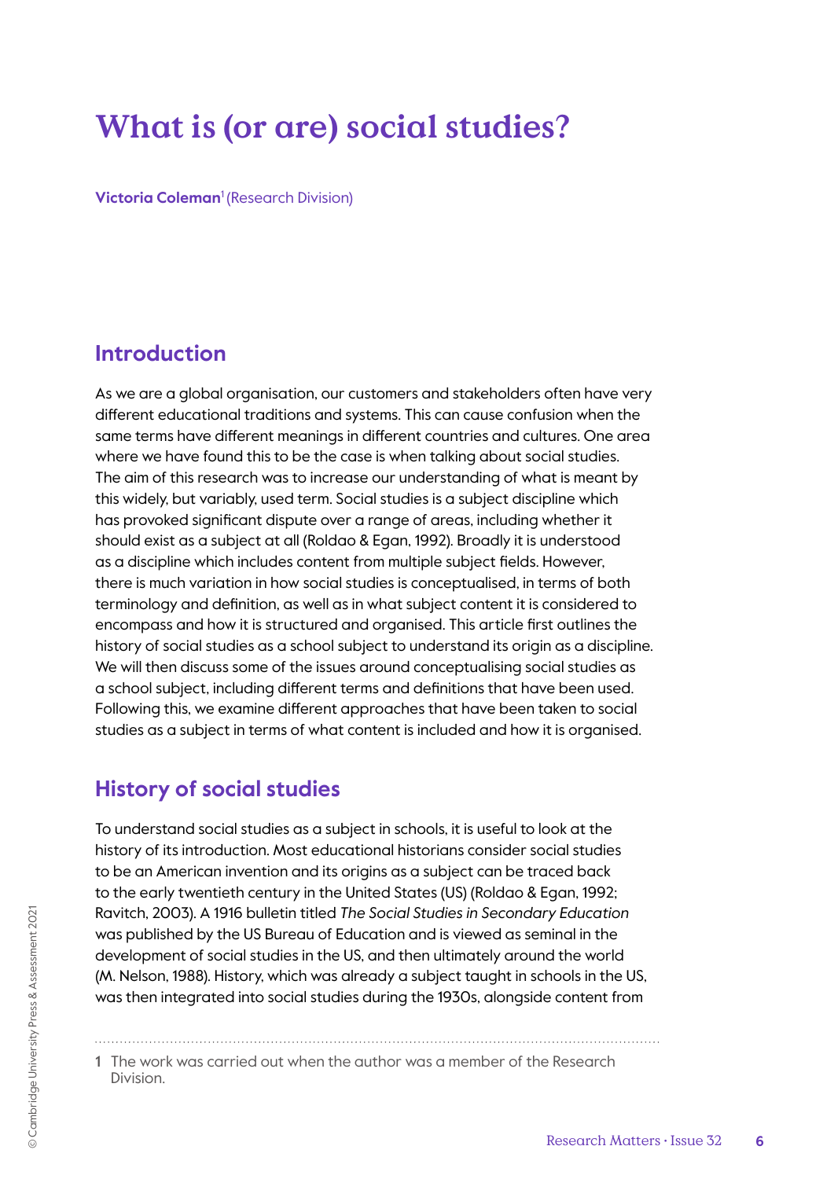# What is (or are) social studies?

**Victoria Coleman**[1] (Research Division)

## Introduction

As we are a global organisation, our customers and stakeholders often have very different educational traditions and systems. This can cause confusion when the same terms have different meanings in different countries and cultures. One area where we have found this to be the case is when talking about social studies. The aim of this research was to increase our understanding of what is meant by this widely, but variably, used term. Social studies is a subject discipline which has provoked significant dispute over a range of areas, including whether it should exist as a subject at all (Roldao & Egan, 1992). Broadly it is understood as a discipline which includes content from multiple subject fields. However, there is much variation in how social studies is conceptualised, in terms of both terminology and definition, as well as in what subject content it is considered to encompass and how it is structured and organised. This article first outlines the history of social studies as a school subject to understand its origin as a discipline. We will then discuss some of the issues around conceptualising social studies as a school subject, including different terms and definitions that have been used. Following this, we examine different approaches that have been taken to social studies as a subject in terms of what content is included and how it is organised.

## History of social studies

To understand social studies as a subject in schools, it is useful to look at the history of its introduction. Most educational historians consider social studies to be an American invention and its origins as a subject can be traced back to the early twentieth century in the United States (US) (Roldao & Egan, 1992; Ravitch, 2003). A 1916 bulletin titled *The Social Studies in Secondary Education* was published by the US Bureau of Education and is viewed as seminal in the development of social studies in the US, and then ultimately around the world (M. Nelson, 1988). History, which was already a subject taught in schools in the US, was then integrated into social studies during the 1930s, alongside content from

---

1 The work was carried out when the author was a member of the Research Division.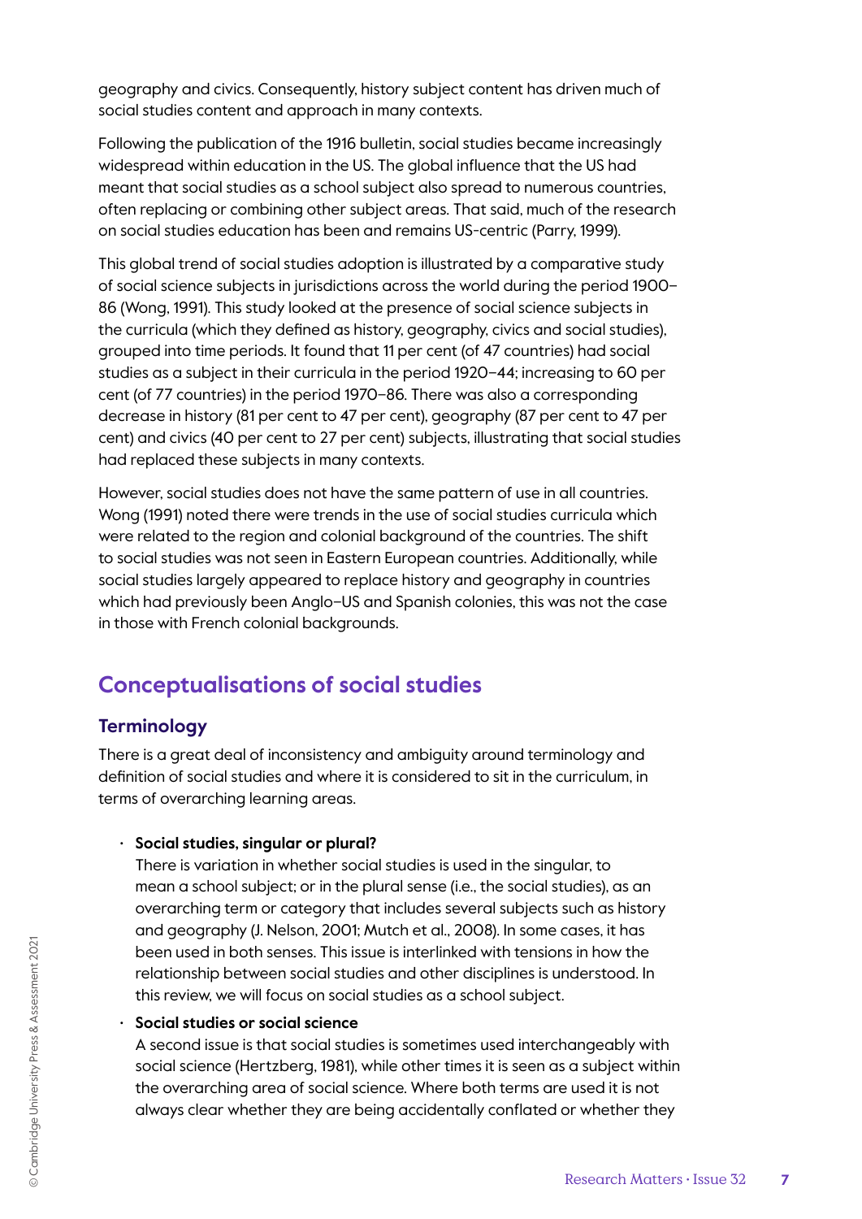geography and civics. Consequently, history subject content has driven much of social studies content and approach in many contexts.

Following the publication of the 1916 bulletin, social studies became increasingly widespread within education in the US. The global influence that the US had meant that social studies as a school subject also spread to numerous countries, often replacing or combining other subject areas. That said, much of the research on social studies education has been and remains US-centric (Parry, 1999).

This global trend of social studies adoption is illustrated by a comparative study of social science subjects in jurisdictions across the world during the period 1900–86 (Wong, 1991). This study looked at the presence of social science subjects in the curricula (which they defined as history, geography, civics and social studies), grouped into time periods. It found that 11 per cent (of 47 countries) had social studies as a subject in their curricula in the period 1920–44; increasing to 60 per cent (of 77 countries) in the period 1970–86. There was also a corresponding decrease in history (81 per cent to 47 per cent), geography (87 per cent to 47 per cent) and civics (40 per cent to 27 per cent) subjects, illustrating that social studies had replaced these subjects in many contexts.

However, social studies does not have the same pattern of use in all countries. Wong (1991) noted there were trends in the use of social studies curricula which were related to the region and colonial background of the countries. The shift to social studies was not seen in Eastern European countries. Additionally, while social studies largely appeared to replace history and geography in countries which had previously been Anglo–US and Spanish colonies, this was not the case in those with French colonial backgrounds.

## Conceptualisations of social studies

### Terminology

There is a great deal of inconsistency and ambiguity around terminology and definition of social studies and where it is considered to sit in the curriculum, in terms of overarching learning areas.

- **Social studies, singular or plural?**
  There is variation in whether social studies is used in the singular, to mean a school subject; or in the plural sense (i.e., the social studies), as an overarching term or category that includes several subjects such as history and geography (J. Nelson, 2001; Mutch et al., 2008). In some cases, it has been used in both senses. This issue is interlinked with tensions in how the relationship between social studies and other disciplines is understood. In this review, we will focus on social studies as a school subject.
- **Social studies or social science**
  A second issue is that social studies is sometimes used interchangeably with social science (Hertzberg, 1981), while other times it is seen as a subject within the overarching area of social science. Where both terms are used it is not always clear whether they are being accidentally conflated or whether they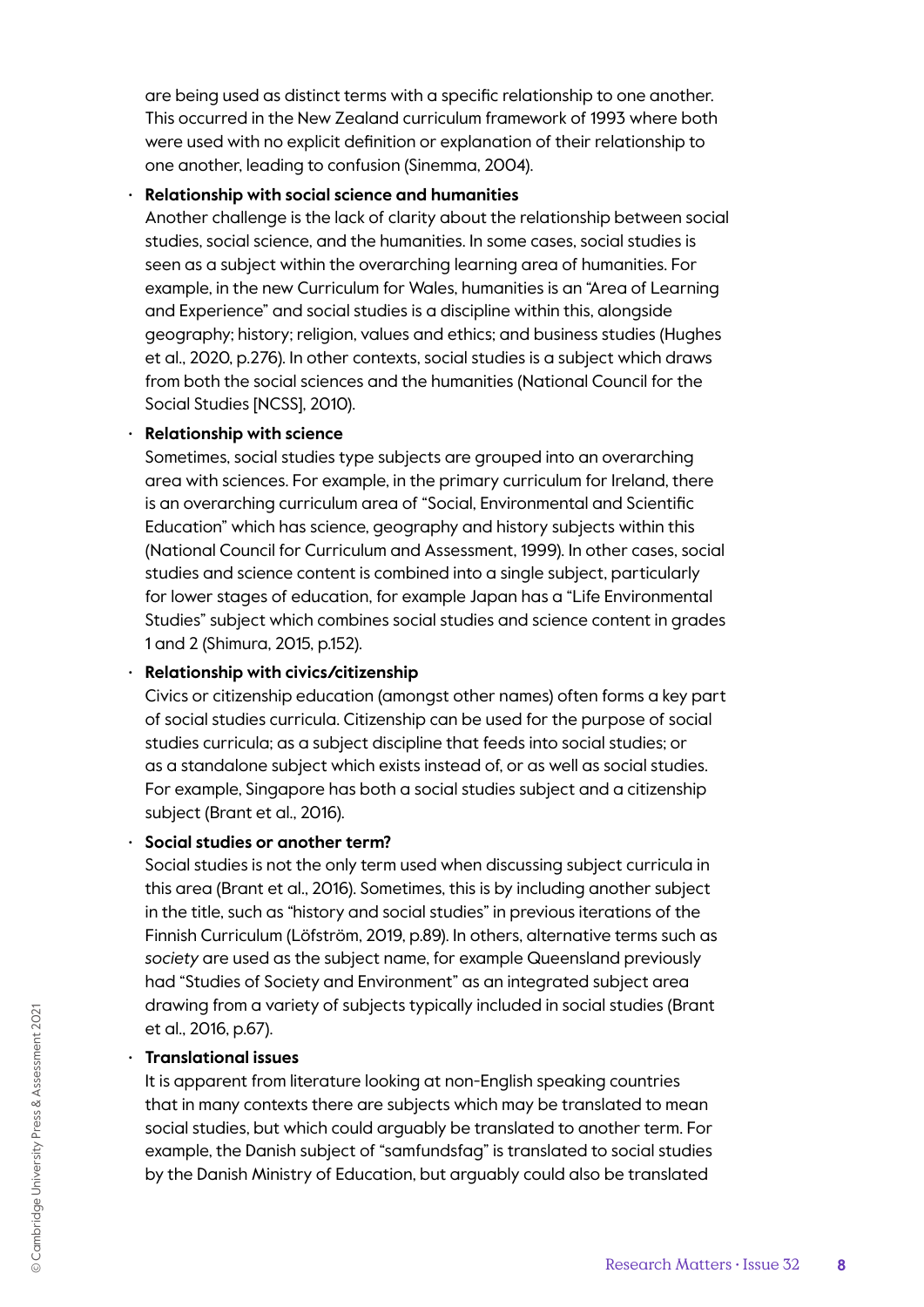are being used as distinct terms with a specific relationship to one another. This occurred in the New Zealand curriculum framework of 1993 where both were used with no explicit definition or explanation of their relationship to one another, leading to confusion (Sinemma, 2004).

- **Relationship with social science and humanities**
  Another challenge is the lack of clarity about the relationship between social studies, social science, and the humanities. In some cases, social studies is seen as a subject within the overarching learning area of humanities. For example, in the new Curriculum for Wales, humanities is an "Area of Learning and Experience" and social studies is a discipline within this, alongside geography; history; religion, values and ethics; and business studies (Hughes et al., 2020, p.276). In other contexts, social studies is a subject which draws from both the social sciences and the humanities (National Council for the Social Studies [NCSS], 2010).

- **Relationship with science**
  Sometimes, social studies type subjects are grouped into an overarching area with sciences. For example, in the primary curriculum for Ireland, there is an overarching curriculum area of "Social, Environmental and Scientific Education" which has science, geography and history subjects within this (National Council for Curriculum and Assessment, 1999). In other cases, social studies and science content is combined into a single subject, particularly for lower stages of education, for example Japan has a "Life Environmental Studies" subject which combines social studies and science content in grades 1 and 2 (Shimura, 2015, p.152).

- **Relationship with civics/citizenship**
  Civics or citizenship education (amongst other names) often forms a key part of social studies curricula. Citizenship can be used for the purpose of social studies curricula; as a subject discipline that feeds into social studies; or as a standalone subject which exists instead of, or as well as social studies. For example, Singapore has both a social studies subject and a citizenship subject (Brant et al., 2016).

- **Social studies or another term?**
  Social studies is not the only term used when discussing subject curricula in this area (Brant et al., 2016). Sometimes, this is by including another subject in the title, such as "history and social studies" in previous iterations of the Finnish Curriculum (Löfström, 2019, p.89). In others, alternative terms such as *society* are used as the subject name, for example Queensland previously had "Studies of Society and Environment" as an integrated subject area drawing from a variety of subjects typically included in social studies (Brant et al., 2016, p.67).

- **Translational issues**
  It is apparent from literature looking at non-English speaking countries that in many contexts there are subjects which may be translated to mean social studies, but which could arguably be translated to another term. For example, the Danish subject of "samfundsfag" is translated to social studies by the Danish Ministry of Education, but arguably could also be translated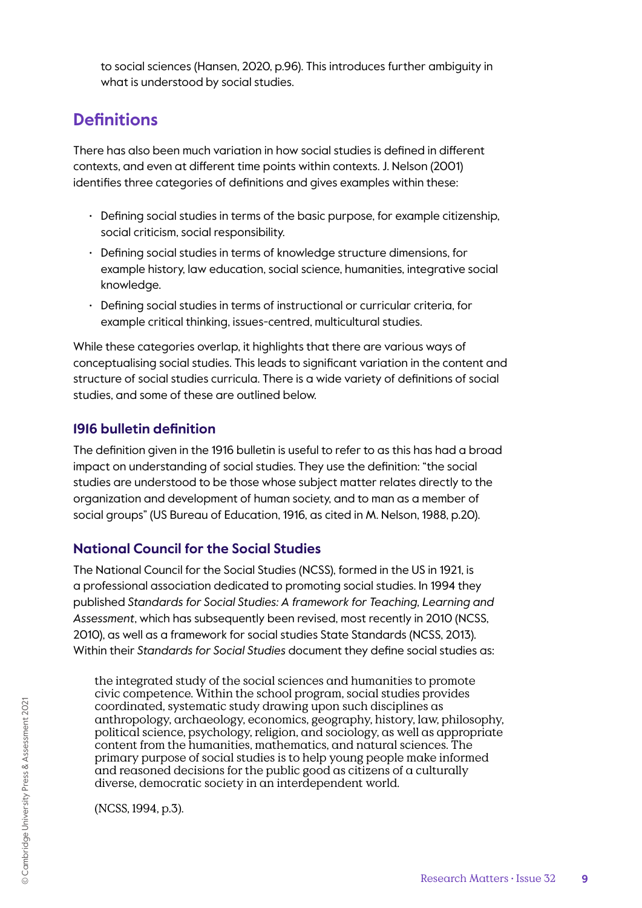to social sciences (Hansen, 2020, p.96). This introduces further ambiguity in what is understood by social studies.

## Definitions

There has also been much variation in how social studies is defined in different contexts, and even at different time points within contexts. J. Nelson (2001) identifies three categories of definitions and gives examples within these:

- Defining social studies in terms of the basic purpose, for example citizenship, social criticism, social responsibility.
- Defining social studies in terms of knowledge structure dimensions, for example history, law education, social science, humanities, integrative social knowledge.
- Defining social studies in terms of instructional or curricular criteria, for example critical thinking, issues-centred, multicultural studies.

While these categories overlap, it highlights that there are various ways of conceptualising social studies. This leads to significant variation in the content and structure of social studies curricula. There is a wide variety of definitions of social studies, and some of these are outlined below.

### 1916 bulletin definition

The definition given in the 1916 bulletin is useful to refer to as this has had a broad impact on understanding of social studies. They use the definition: "the social studies are understood to be those whose subject matter relates directly to the organization and development of human society, and to man as a member of social groups" (US Bureau of Education, 1916, as cited in M. Nelson, 1988, p.20).

### National Council for the Social Studies

The National Council for the Social Studies (NCSS), formed in the US in 1921, is a professional association dedicated to promoting social studies. In 1994 they published *Standards for Social Studies: A framework for Teaching, Learning and Assessment*, which has subsequently been revised, most recently in 2010 (NCSS, 2010), as well as a framework for social studies State Standards (NCSS, 2013). Within their *Standards for Social Studies* document they define social studies as:

> the integrated study of the social sciences and humanities to promote civic competence. Within the school program, social studies provides coordinated, systematic study drawing upon such disciplines as anthropology, archaeology, economics, geography, history, law, philosophy, political science, psychology, religion, and sociology, as well as appropriate content from the humanities, mathematics, and natural sciences. The primary purpose of social studies is to help young people make informed and reasoned decisions for the public good as citizens of a culturally diverse, democratic society in an interdependent world.
>
> (NCSS, 1994, p.3).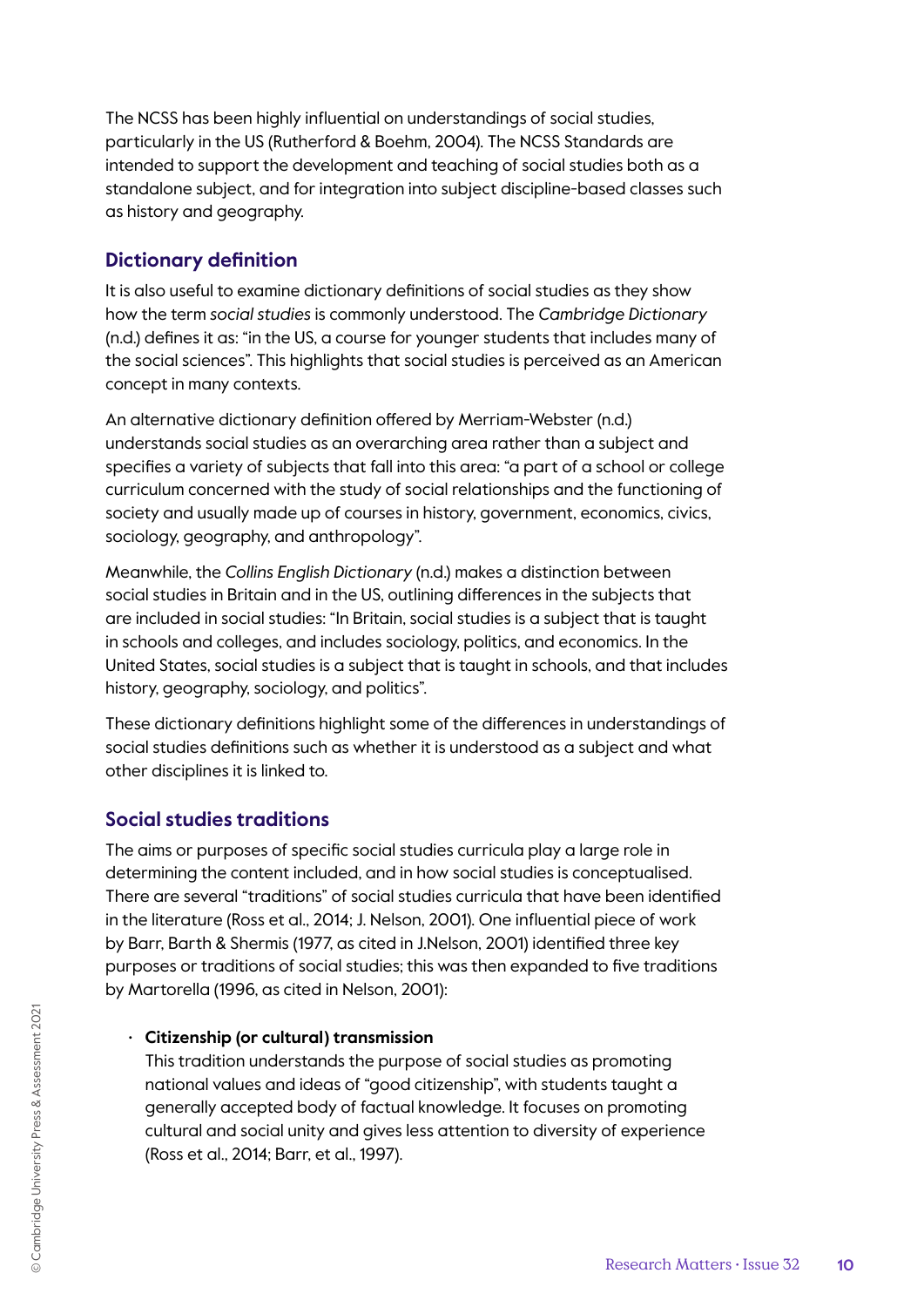The NCSS has been highly influential on understandings of social studies, particularly in the US (Rutherford & Boehm, 2004). The NCSS Standards are intended to support the development and teaching of social studies both as a standalone subject, and for integration into subject discipline-based classes such as history and geography.

## Dictionary definition

It is also useful to examine dictionary definitions of social studies as they show how the term *social studies* is commonly understood. The *Cambridge Dictionary* (n.d.) defines it as: "in the US, a course for younger students that includes many of the social sciences". This highlights that social studies is perceived as an American concept in many contexts.

An alternative dictionary definition offered by Merriam-Webster (n.d.) understands social studies as an overarching area rather than a subject and specifies a variety of subjects that fall into this area: "a part of a school or college curriculum concerned with the study of social relationships and the functioning of society and usually made up of courses in history, government, economics, civics, sociology, geography, and anthropology".

Meanwhile, the *Collins English Dictionary* (n.d.) makes a distinction between social studies in Britain and in the US, outlining differences in the subjects that are included in social studies: "In Britain, social studies is a subject that is taught in schools and colleges, and includes sociology, politics, and economics. In the United States, social studies is a subject that is taught in schools, and that includes history, geography, sociology, and politics".

These dictionary definitions highlight some of the differences in understandings of social studies definitions such as whether it is understood as a subject and what other disciplines it is linked to.

## Social studies traditions

The aims or purposes of specific social studies curricula play a large role in determining the content included, and in how social studies is conceptualised. There are several "traditions" of social studies curricula that have been identified in the literature (Ross et al., 2014; J. Nelson, 2001). One influential piece of work by Barr, Barth & Shermis (1977, as cited in J.Nelson, 2001) identified three key purposes or traditions of social studies; this was then expanded to five traditions by Martorella (1996, as cited in Nelson, 2001):

- **Citizenship (or cultural) transmission**
  This tradition understands the purpose of social studies as promoting national values and ideas of "good citizenship", with students taught a generally accepted body of factual knowledge. It focuses on promoting cultural and social unity and gives less attention to diversity of experience (Ross et al., 2014; Barr, et al., 1997).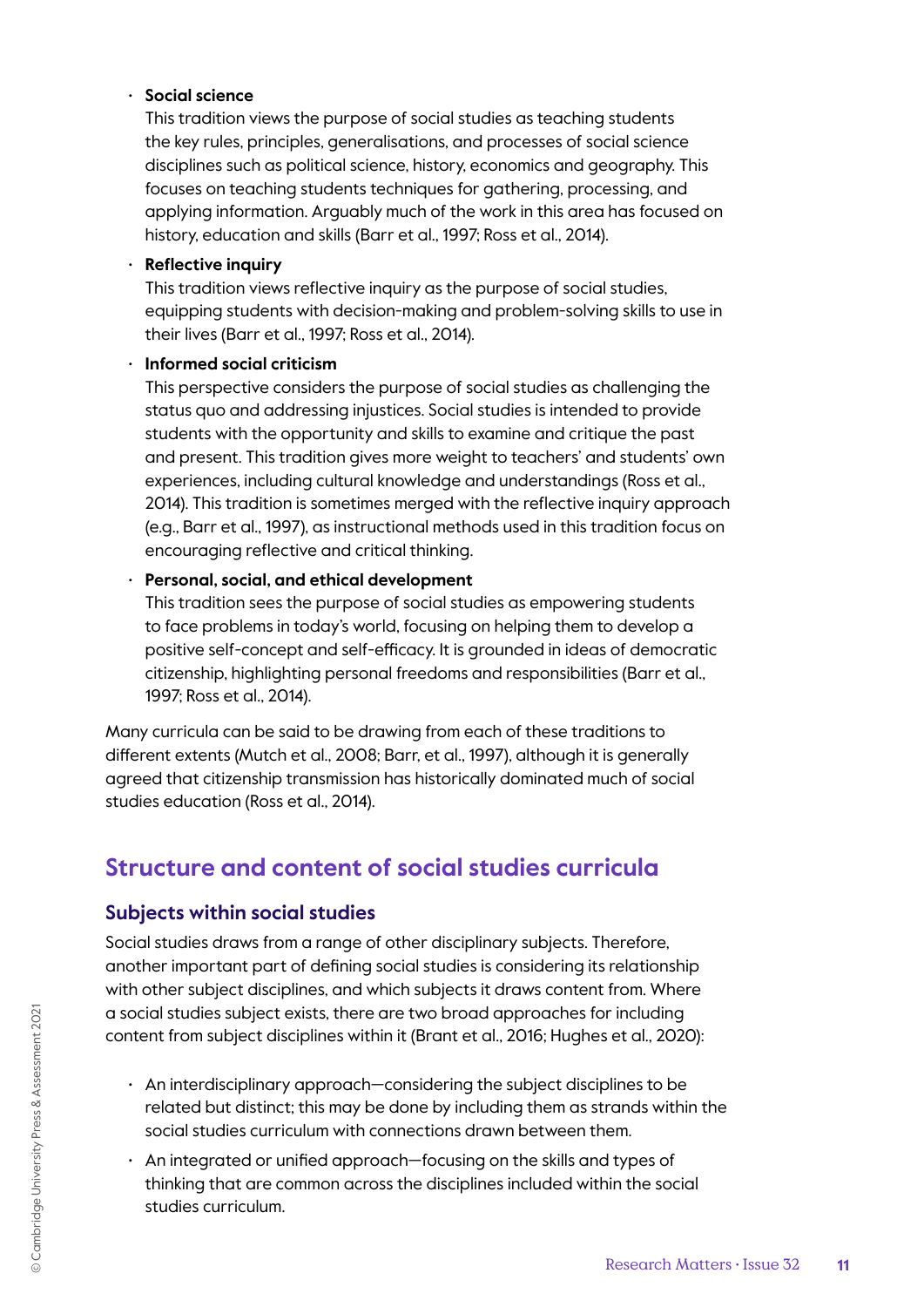- **Social science**
  This tradition views the purpose of social studies as teaching students the key rules, principles, generalisations, and processes of social science disciplines such as political science, history, economics and geography. This focuses on teaching students techniques for gathering, processing, and applying information. Arguably much of the work in this area has focused on history, education and skills (Barr et al., 1997; Ross et al., 2014).

- **Reflective inquiry**
  This tradition views reflective inquiry as the purpose of social studies, equipping students with decision-making and problem-solving skills to use in their lives (Barr et al., 1997; Ross et al., 2014).

- **Informed social criticism**
  This perspective considers the purpose of social studies as challenging the status quo and addressing injustices. Social studies is intended to provide students with the opportunity and skills to examine and critique the past and present. This tradition gives more weight to teachers' and students' own experiences, including cultural knowledge and understandings (Ross et al., 2014). This tradition is sometimes merged with the reflective inquiry approach (e.g., Barr et al., 1997), as instructional methods used in this tradition focus on encouraging reflective and critical thinking.

- **Personal, social, and ethical development**
  This tradition sees the purpose of social studies as empowering students to face problems in today's world, focusing on helping them to develop a positive self-concept and self-efficacy. It is grounded in ideas of democratic citizenship, highlighting personal freedoms and responsibilities (Barr et al., 1997; Ross et al., 2014).

Many curricula can be said to be drawing from each of these traditions to different extents (Mutch et al., 2008; Barr, et al., 1997), although it is generally agreed that citizenship transmission has historically dominated much of social studies education (Ross et al., 2014).

## Structure and content of social studies curricula

### Subjects within social studies

Social studies draws from a range of other disciplinary subjects. Therefore, another important part of defining social studies is considering its relationship with other subject disciplines, and which subjects it draws content from. Where a social studies subject exists, there are two broad approaches for including content from subject disciplines within it (Brant et al., 2016; Hughes et al., 2020):

- An interdisciplinary approach—considering the subject disciplines to be related but distinct; this may be done by including them as strands within the social studies curriculum with connections drawn between them.
- An integrated or unified approach—focusing on the skills and types of thinking that are common across the disciplines included within the social studies curriculum.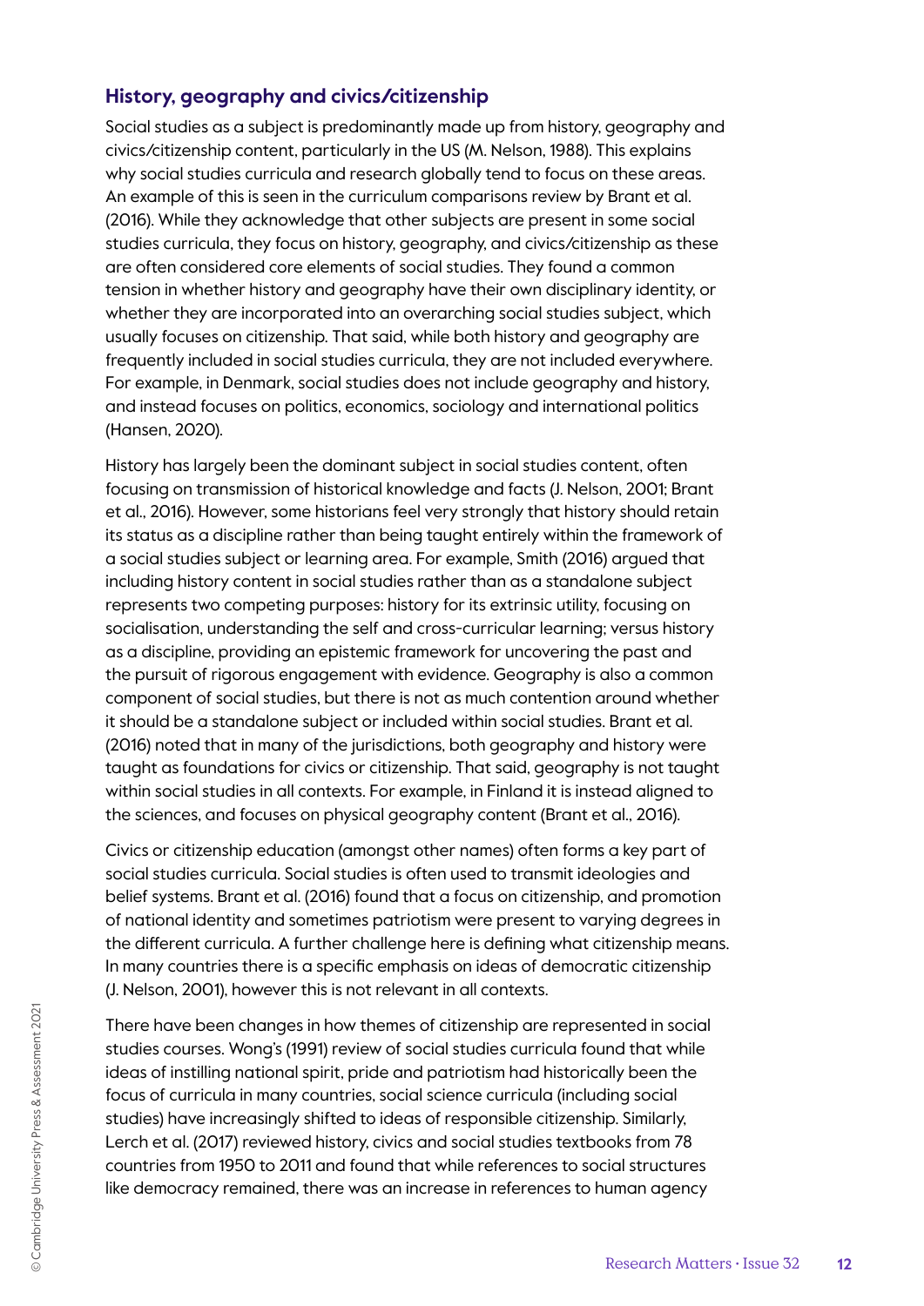## History, geography and civics/citizenship

Social studies as a subject is predominantly made up from history, geography and civics/citizenship content, particularly in the US (M. Nelson, 1988). This explains why social studies curricula and research globally tend to focus on these areas. An example of this is seen in the curriculum comparisons review by Brant et al. (2016). While they acknowledge that other subjects are present in some social studies curricula, they focus on history, geography, and civics/citizenship as these are often considered core elements of social studies. They found a common tension in whether history and geography have their own disciplinary identity, or whether they are incorporated into an overarching social studies subject, which usually focuses on citizenship. That said, while both history and geography are frequently included in social studies curricula, they are not included everywhere. For example, in Denmark, social studies does not include geography and history, and instead focuses on politics, economics, sociology and international politics (Hansen, 2020).

History has largely been the dominant subject in social studies content, often focusing on transmission of historical knowledge and facts (J. Nelson, 2001; Brant et al., 2016). However, some historians feel very strongly that history should retain its status as a discipline rather than being taught entirely within the framework of a social studies subject or learning area. For example, Smith (2016) argued that including history content in social studies rather than as a standalone subject represents two competing purposes: history for its extrinsic utility, focusing on socialisation, understanding the self and cross-curricular learning; versus history as a discipline, providing an epistemic framework for uncovering the past and the pursuit of rigorous engagement with evidence. Geography is also a common component of social studies, but there is not as much contention around whether it should be a standalone subject or included within social studies. Brant et al. (2016) noted that in many of the jurisdictions, both geography and history were taught as foundations for civics or citizenship. That said, geography is not taught within social studies in all contexts. For example, in Finland it is instead aligned to the sciences, and focuses on physical geography content (Brant et al., 2016).

Civics or citizenship education (amongst other names) often forms a key part of social studies curricula. Social studies is often used to transmit ideologies and belief systems. Brant et al. (2016) found that a focus on citizenship, and promotion of national identity and sometimes patriotism were present to varying degrees in the different curricula. A further challenge here is defining what citizenship means. In many countries there is a specific emphasis on ideas of democratic citizenship (J. Nelson, 2001), however this is not relevant in all contexts.

There have been changes in how themes of citizenship are represented in social studies courses. Wong's (1991) review of social studies curricula found that while ideas of instilling national spirit, pride and patriotism had historically been the focus of curricula in many countries, social science curricula (including social studies) have increasingly shifted to ideas of responsible citizenship. Similarly, Lerch et al. (2017) reviewed history, civics and social studies textbooks from 78 countries from 1950 to 2011 and found that while references to social structures like democracy remained, there was an increase in references to human agency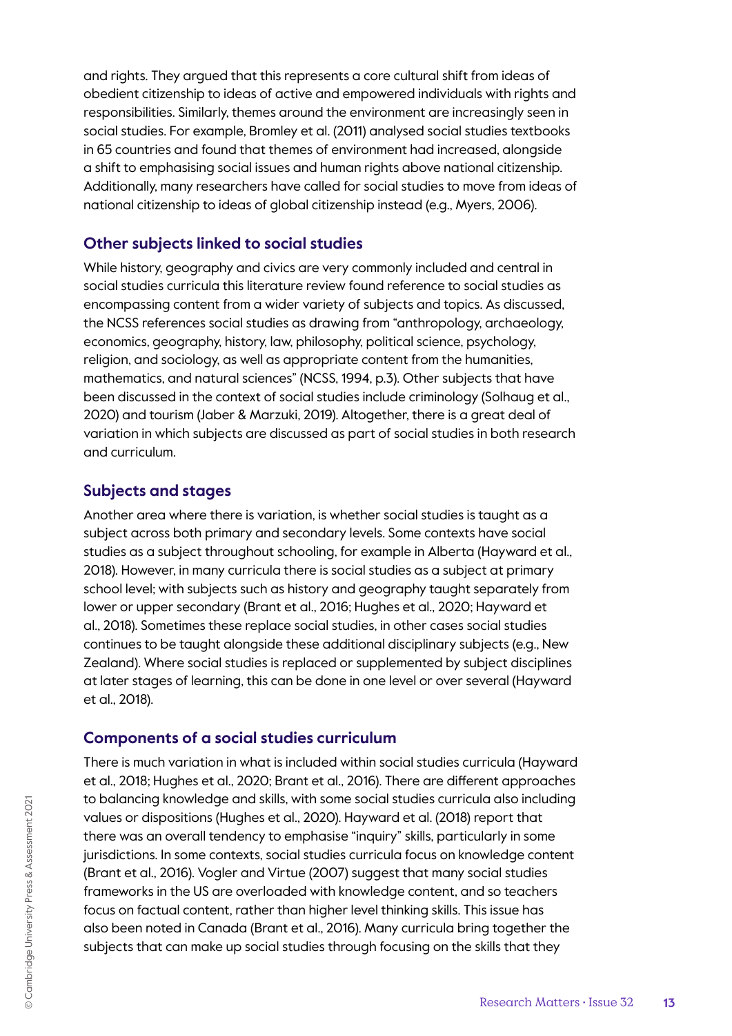and rights. They argued that this represents a core cultural shift from ideas of obedient citizenship to ideas of active and empowered individuals with rights and responsibilities. Similarly, themes around the environment are increasingly seen in social studies. For example, Bromley et al. (2011) analysed social studies textbooks in 65 countries and found that themes of environment had increased, alongside a shift to emphasising social issues and human rights above national citizenship. Additionally, many researchers have called for social studies to move from ideas of national citizenship to ideas of global citizenship instead (e.g., Myers, 2006).

## Other subjects linked to social studies

While history, geography and civics are very commonly included and central in social studies curricula this literature review found reference to social studies as encompassing content from a wider variety of subjects and topics. As discussed, the NCSS references social studies as drawing from "anthropology, archaeology, economics, geography, history, law, philosophy, political science, psychology, religion, and sociology, as well as appropriate content from the humanities, mathematics, and natural sciences" (NCSS, 1994, p.3). Other subjects that have been discussed in the context of social studies include criminology (Solhaug et al., 2020) and tourism (Jaber & Marzuki, 2019). Altogether, there is a great deal of variation in which subjects are discussed as part of social studies in both research and curriculum.

## Subjects and stages

Another area where there is variation, is whether social studies is taught as a subject across both primary and secondary levels. Some contexts have social studies as a subject throughout schooling, for example in Alberta (Hayward et al., 2018). However, in many curricula there is social studies as a subject at primary school level; with subjects such as history and geography taught separately from lower or upper secondary (Brant et al., 2016; Hughes et al., 2020; Hayward et al., 2018). Sometimes these replace social studies, in other cases social studies continues to be taught alongside these additional disciplinary subjects (e.g., New Zealand). Where social studies is replaced or supplemented by subject disciplines at later stages of learning, this can be done in one level or over several (Hayward et al., 2018).

## Components of a social studies curriculum

There is much variation in what is included within social studies curricula (Hayward et al., 2018; Hughes et al., 2020; Brant et al., 2016). There are different approaches to balancing knowledge and skills, with some social studies curricula also including values or dispositions (Hughes et al., 2020). Hayward et al. (2018) report that there was an overall tendency to emphasise "inquiry" skills, particularly in some jurisdictions. In some contexts, social studies curricula focus on knowledge content (Brant et al., 2016). Vogler and Virtue (2007) suggest that many social studies frameworks in the US are overloaded with knowledge content, and so teachers focus on factual content, rather than higher level thinking skills. This issue has also been noted in Canada (Brant et al., 2016). Many curricula bring together the subjects that can make up social studies through focusing on the skills that they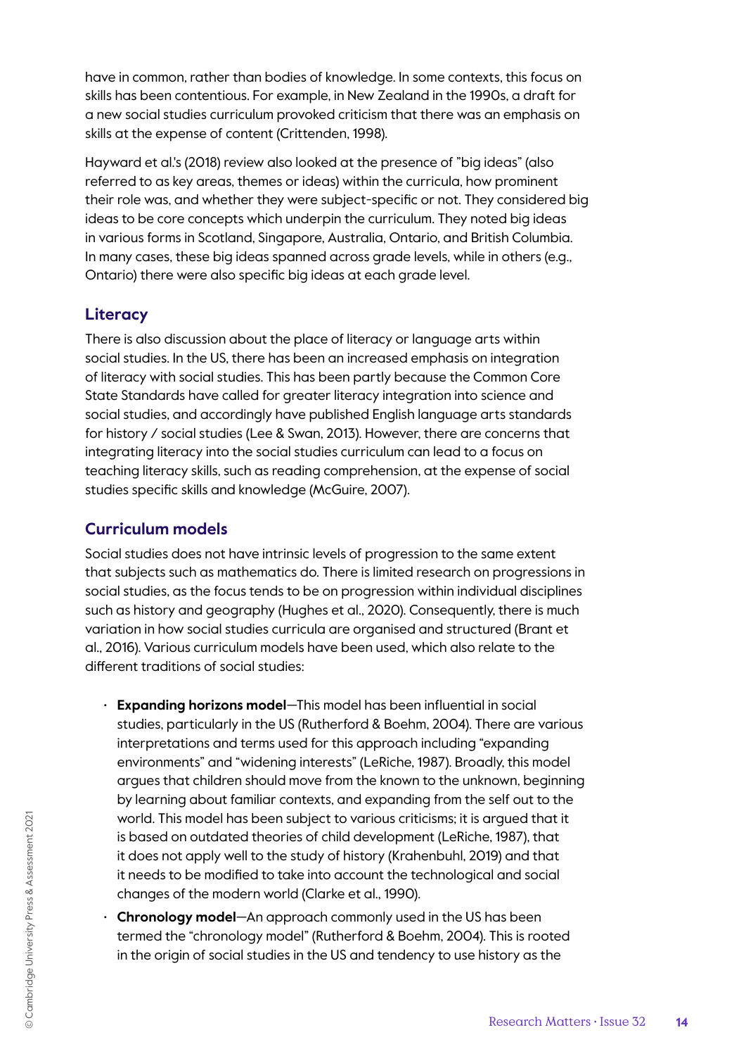have in common, rather than bodies of knowledge. In some contexts, this focus on skills has been contentious. For example, in New Zealand in the 1990s, a draft for a new social studies curriculum provoked criticism that there was an emphasis on skills at the expense of content (Crittenden, 1998).

Hayward et al.'s (2018) review also looked at the presence of "big ideas" (also referred to as key areas, themes or ideas) within the curricula, how prominent their role was, and whether they were subject-specific or not. They considered big ideas to be core concepts which underpin the curriculum. They noted big ideas in various forms in Scotland, Singapore, Australia, Ontario, and British Columbia. In many cases, these big ideas spanned across grade levels, while in others (e.g., Ontario) there were also specific big ideas at each grade level.

## Literacy

There is also discussion about the place of literacy or language arts within social studies. In the US, there has been an increased emphasis on integration of literacy with social studies. This has been partly because the Common Core State Standards have called for greater literacy integration into science and social studies, and accordingly have published English language arts standards for history / social studies (Lee & Swan, 2013). However, there are concerns that integrating literacy into the social studies curriculum can lead to a focus on teaching literacy skills, such as reading comprehension, at the expense of social studies specific skills and knowledge (McGuire, 2007).

## Curriculum models

Social studies does not have intrinsic levels of progression to the same extent that subjects such as mathematics do. There is limited research on progressions in social studies, as the focus tends to be on progression within individual disciplines such as history and geography (Hughes et al., 2020). Consequently, there is much variation in how social studies curricula are organised and structured (Brant et al., 2016). Various curriculum models have been used, which also relate to the different traditions of social studies:

- **Expanding horizons model**—This model has been influential in social studies, particularly in the US (Rutherford & Boehm, 2004). There are various interpretations and terms used for this approach including "expanding environments" and "widening interests" (LeRiche, 1987). Broadly, this model argues that children should move from the known to the unknown, beginning by learning about familiar contexts, and expanding from the self out to the world. This model has been subject to various criticisms; it is argued that it is based on outdated theories of child development (LeRiche, 1987), that it does not apply well to the study of history (Krahenbuhl, 2019) and that it needs to be modified to take into account the technological and social changes of the modern world (Clarke et al., 1990).
- **Chronology model**—An approach commonly used in the US has been termed the "chronology model" (Rutherford & Boehm, 2004). This is rooted in the origin of social studies in the US and tendency to use history as the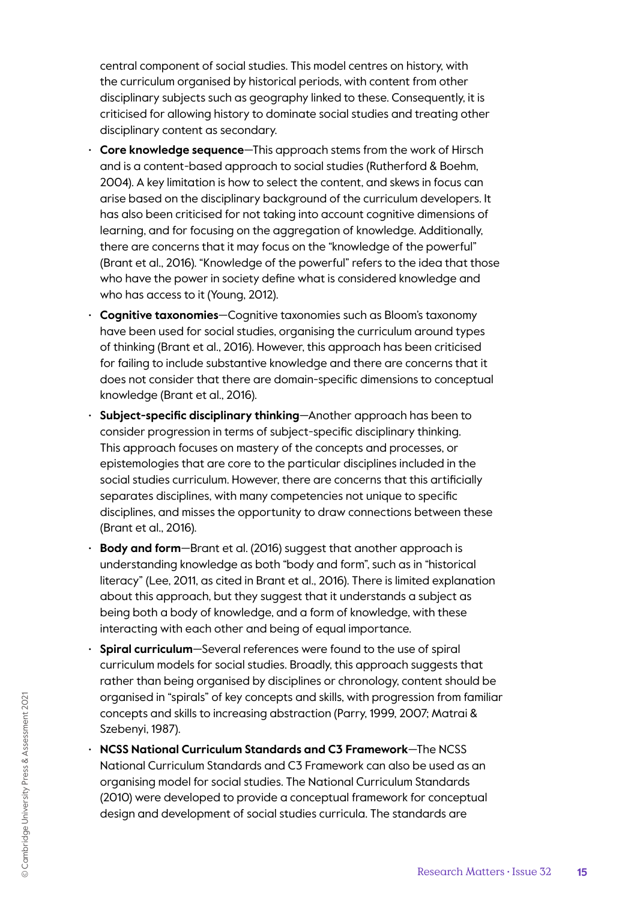central component of social studies. This model centres on history, with the curriculum organised by historical periods, with content from other disciplinary subjects such as geography linked to these. Consequently, it is criticised for allowing history to dominate social studies and treating other disciplinary content as secondary.

- **Core knowledge sequence**—This approach stems from the work of Hirsch and is a content-based approach to social studies (Rutherford & Boehm, 2004). A key limitation is how to select the content, and skews in focus can arise based on the disciplinary background of the curriculum developers. It has also been criticised for not taking into account cognitive dimensions of learning, and for focusing on the aggregation of knowledge. Additionally, there are concerns that it may focus on the "knowledge of the powerful" (Brant et al., 2016). "Knowledge of the powerful" refers to the idea that those who have the power in society define what is considered knowledge and who has access to it (Young, 2012).
- **Cognitive taxonomies**—Cognitive taxonomies such as Bloom's taxonomy have been used for social studies, organising the curriculum around types of thinking (Brant et al., 2016). However, this approach has been criticised for failing to include substantive knowledge and there are concerns that it does not consider that there are domain-specific dimensions to conceptual knowledge (Brant et al., 2016).
- **Subject-specific disciplinary thinking**—Another approach has been to consider progression in terms of subject-specific disciplinary thinking. This approach focuses on mastery of the concepts and processes, or epistemologies that are core to the particular disciplines included in the social studies curriculum. However, there are concerns that this artificially separates disciplines, with many competencies not unique to specific disciplines, and misses the opportunity to draw connections between these (Brant et al., 2016).
- **Body and form**—Brant et al. (2016) suggest that another approach is understanding knowledge as both "body and form", such as in "historical literacy" (Lee, 2011, as cited in Brant et al., 2016). There is limited explanation about this approach, but they suggest that it understands a subject as being both a body of knowledge, and a form of knowledge, with these interacting with each other and being of equal importance.
- **Spiral curriculum**—Several references were found to the use of spiral curriculum models for social studies. Broadly, this approach suggests that rather than being organised by disciplines or chronology, content should be organised in "spirals" of key concepts and skills, with progression from familiar concepts and skills to increasing abstraction (Parry, 1999, 2007; Matrai & Szebenyi, 1987).
- **NCSS National Curriculum Standards and C3 Framework**—The NCSS National Curriculum Standards and C3 Framework can also be used as an organising model for social studies. The National Curriculum Standards (2010) were developed to provide a conceptual framework for conceptual design and development of social studies curricula. The standards are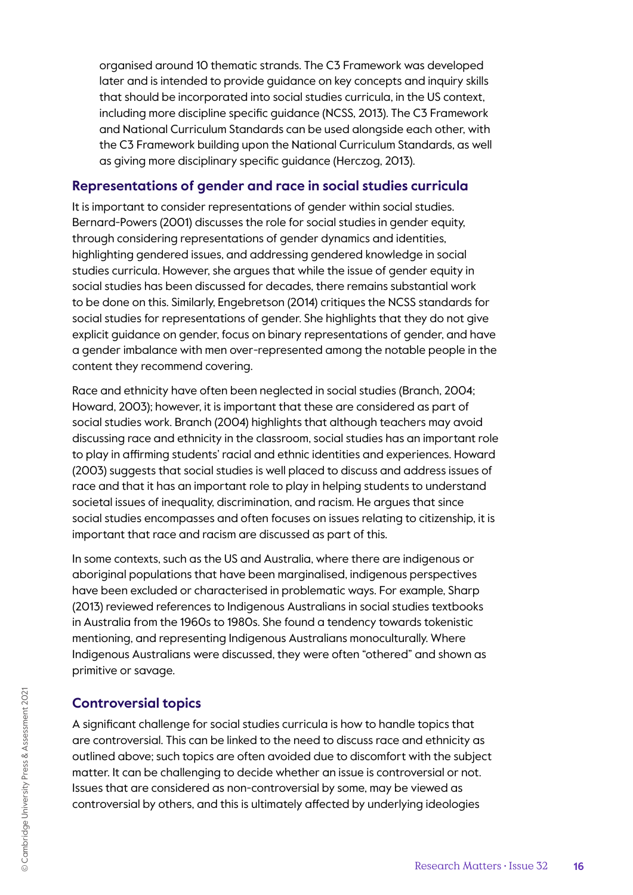organised around 10 thematic strands. The C3 Framework was developed later and is intended to provide guidance on key concepts and inquiry skills that should be incorporated into social studies curricula, in the US context, including more discipline specific guidance (NCSS, 2013). The C3 Framework and National Curriculum Standards can be used alongside each other, with the C3 Framework building upon the National Curriculum Standards, as well as giving more disciplinary specific guidance (Herczog, 2013).

## Representations of gender and race in social studies curricula

It is important to consider representations of gender within social studies. Bernard-Powers (2001) discusses the role for social studies in gender equity, through considering representations of gender dynamics and identities, highlighting gendered issues, and addressing gendered knowledge in social studies curricula. However, she argues that while the issue of gender equity in social studies has been discussed for decades, there remains substantial work to be done on this. Similarly, Engebretson (2014) critiques the NCSS standards for social studies for representations of gender. She highlights that they do not give explicit guidance on gender, focus on binary representations of gender, and have a gender imbalance with men over-represented among the notable people in the content they recommend covering.

Race and ethnicity have often been neglected in social studies (Branch, 2004; Howard, 2003); however, it is important that these are considered as part of social studies work. Branch (2004) highlights that although teachers may avoid discussing race and ethnicity in the classroom, social studies has an important role to play in affirming students' racial and ethnic identities and experiences. Howard (2003) suggests that social studies is well placed to discuss and address issues of race and that it has an important role to play in helping students to understand societal issues of inequality, discrimination, and racism. He argues that since social studies encompasses and often focuses on issues relating to citizenship, it is important that race and racism are discussed as part of this.

In some contexts, such as the US and Australia, where there are indigenous or aboriginal populations that have been marginalised, indigenous perspectives have been excluded or characterised in problematic ways. For example, Sharp (2013) reviewed references to Indigenous Australians in social studies textbooks in Australia from the 1960s to 1980s. She found a tendency towards tokenistic mentioning, and representing Indigenous Australians monoculturally. Where Indigenous Australians were discussed, they were often "othered" and shown as primitive or savage.

## Controversial topics

A significant challenge for social studies curricula is how to handle topics that are controversial. This can be linked to the need to discuss race and ethnicity as outlined above; such topics are often avoided due to discomfort with the subject matter. It can be challenging to decide whether an issue is controversial or not. Issues that are considered as non-controversial by some, may be viewed as controversial by others, and this is ultimately affected by underlying ideologies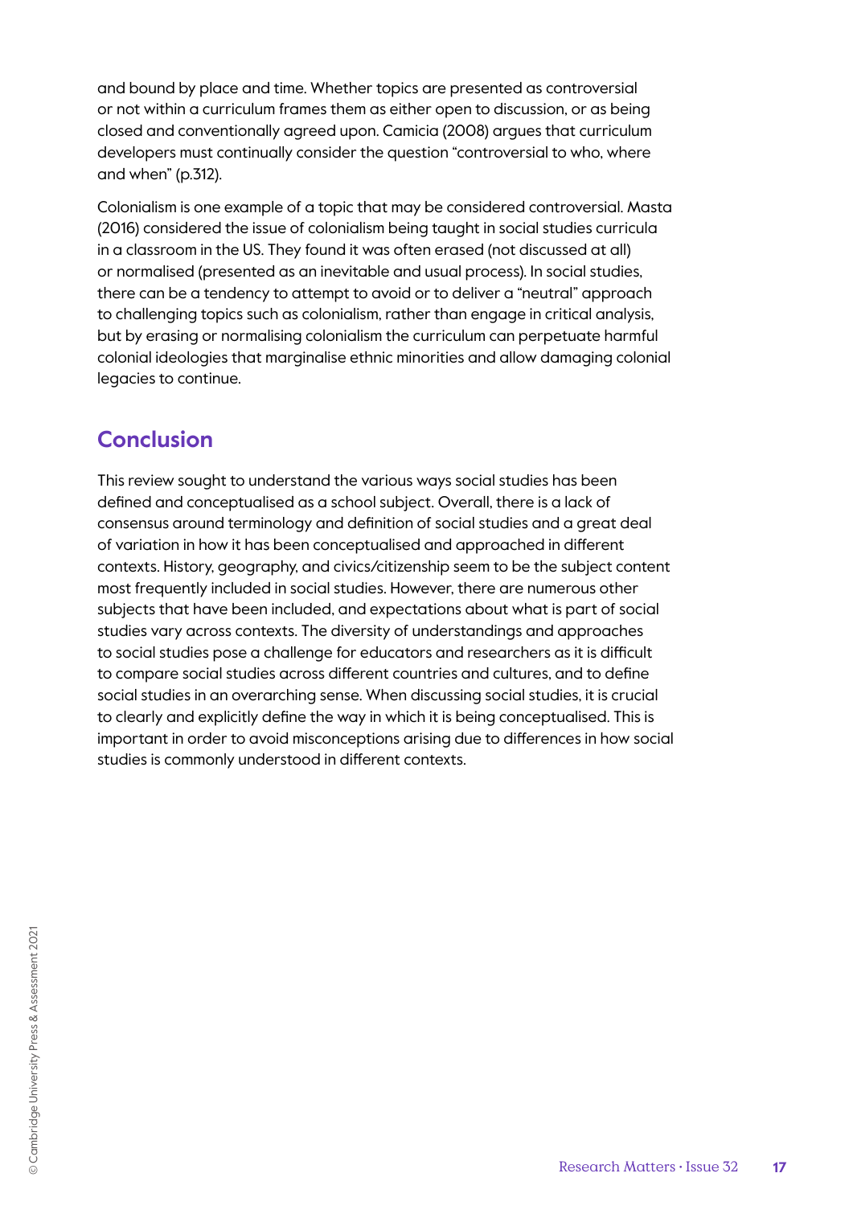and bound by place and time. Whether topics are presented as controversial or not within a curriculum frames them as either open to discussion, or as being closed and conventionally agreed upon. Camicia (2008) argues that curriculum developers must continually consider the question "controversial to who, where and when" (p.312).

Colonialism is one example of a topic that may be considered controversial. Masta (2016) considered the issue of colonialism being taught in social studies curricula in a classroom in the US. They found it was often erased (not discussed at all) or normalised (presented as an inevitable and usual process). In social studies, there can be a tendency to attempt to avoid or to deliver a "neutral" approach to challenging topics such as colonialism, rather than engage in critical analysis, but by erasing or normalising colonialism the curriculum can perpetuate harmful colonial ideologies that marginalise ethnic minorities and allow damaging colonial legacies to continue.

## Conclusion

This review sought to understand the various ways social studies has been defined and conceptualised as a school subject. Overall, there is a lack of consensus around terminology and definition of social studies and a great deal of variation in how it has been conceptualised and approached in different contexts. History, geography, and civics/citizenship seem to be the subject content most frequently included in social studies. However, there are numerous other subjects that have been included, and expectations about what is part of social studies vary across contexts. The diversity of understandings and approaches to social studies pose a challenge for educators and researchers as it is difficult to compare social studies across different countries and cultures, and to define social studies in an overarching sense. When discussing social studies, it is crucial to clearly and explicitly define the way in which it is being conceptualised. This is important in order to avoid misconceptions arising due to differences in how social studies is commonly understood in different contexts.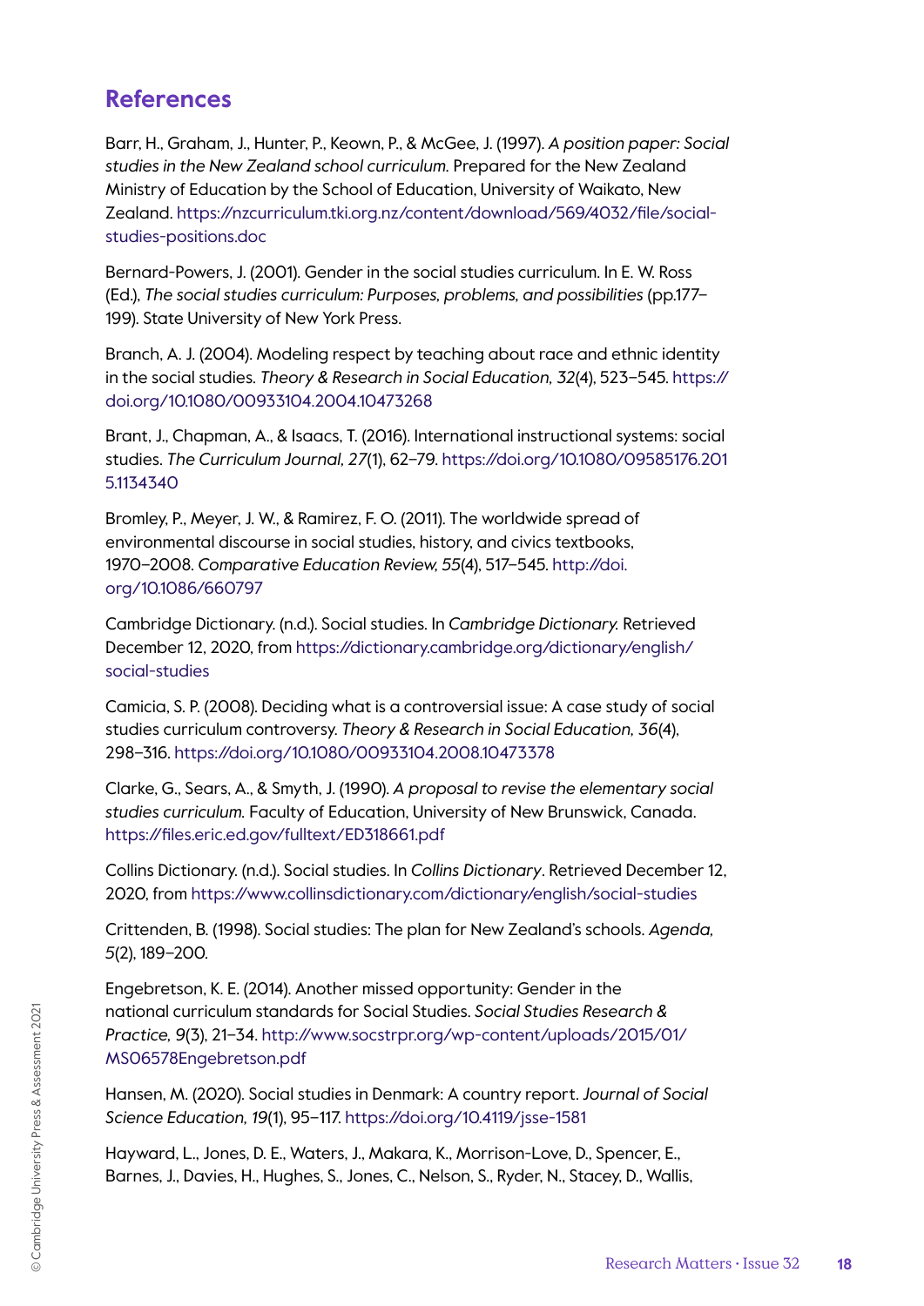## References

Barr, H., Graham, J., Hunter, P., Keown, P., & McGee, J. (1997). *A position paper: Social studies in the New Zealand school curriculum.* Prepared for the New Zealand Ministry of Education by the School of Education, University of Waikato, New Zealand. https://nzcurriculum.tki.org.nz/content/download/569/4032/file/social-studies-positions.doc

Bernard-Powers, J. (2001). Gender in the social studies curriculum. In E. W. Ross (Ed.), *The social studies curriculum: Purposes, problems, and possibilities* (pp.177–199). State University of New York Press.

Branch, A. J. (2004). Modeling respect by teaching about race and ethnic identity in the social studies. *Theory & Research in Social Education, 32*(4), 523–545. https://doi.org/10.1080/00933104.2004.10473268

Brant, J., Chapman, A., & Isaacs, T. (2016). International instructional systems: social studies. *The Curriculum Journal, 27*(1), 62–79. https://doi.org/10.1080/09585176.2015.1134340

Bromley, P., Meyer, J. W., & Ramirez, F. O. (2011). The worldwide spread of environmental discourse in social studies, history, and civics textbooks, 1970–2008. *Comparative Education Review, 55*(4), 517–545. http://doi.org/10.1086/660797

Cambridge Dictionary. (n.d.). Social studies. In *Cambridge Dictionary.* Retrieved December 12, 2020, from https://dictionary.cambridge.org/dictionary/english/social-studies

Camicia, S. P. (2008). Deciding what is a controversial issue: A case study of social studies curriculum controversy. *Theory & Research in Social Education, 36*(4), 298–316. https://doi.org/10.1080/00933104.2008.10473378

Clarke, G., Sears, A., & Smyth, J. (1990). *A proposal to revise the elementary social studies curriculum.* Faculty of Education, University of New Brunswick, Canada. https://files.eric.ed.gov/fulltext/ED318661.pdf

Collins Dictionary. (n.d.). Social studies. In *Collins Dictionary*. Retrieved December 12, 2020, from https://www.collinsdictionary.com/dictionary/english/social-studies

Crittenden, B. (1998). Social studies: The plan for New Zealand's schools. *Agenda, 5*(2), 189–200.

Engebretson, K. E. (2014). Another missed opportunity: Gender in the national curriculum standards for Social Studies. *Social Studies Research & Practice, 9*(3), 21–34. http://www.socstrpr.org/wp-content/uploads/2015/01/MS06578Engebretson.pdf

Hansen, M. (2020). Social studies in Denmark: A country report. *Journal of Social Science Education, 19*(1), 95–117. https://doi.org/10.4119/jsse-1581

Hayward, L., Jones, D. E., Waters, J., Makara, K., Morrison-Love, D., Spencer, E., Barnes, J., Davies, H., Hughes, S., Jones, C., Nelson, S., Ryder, N., Stacey, D., Wallis,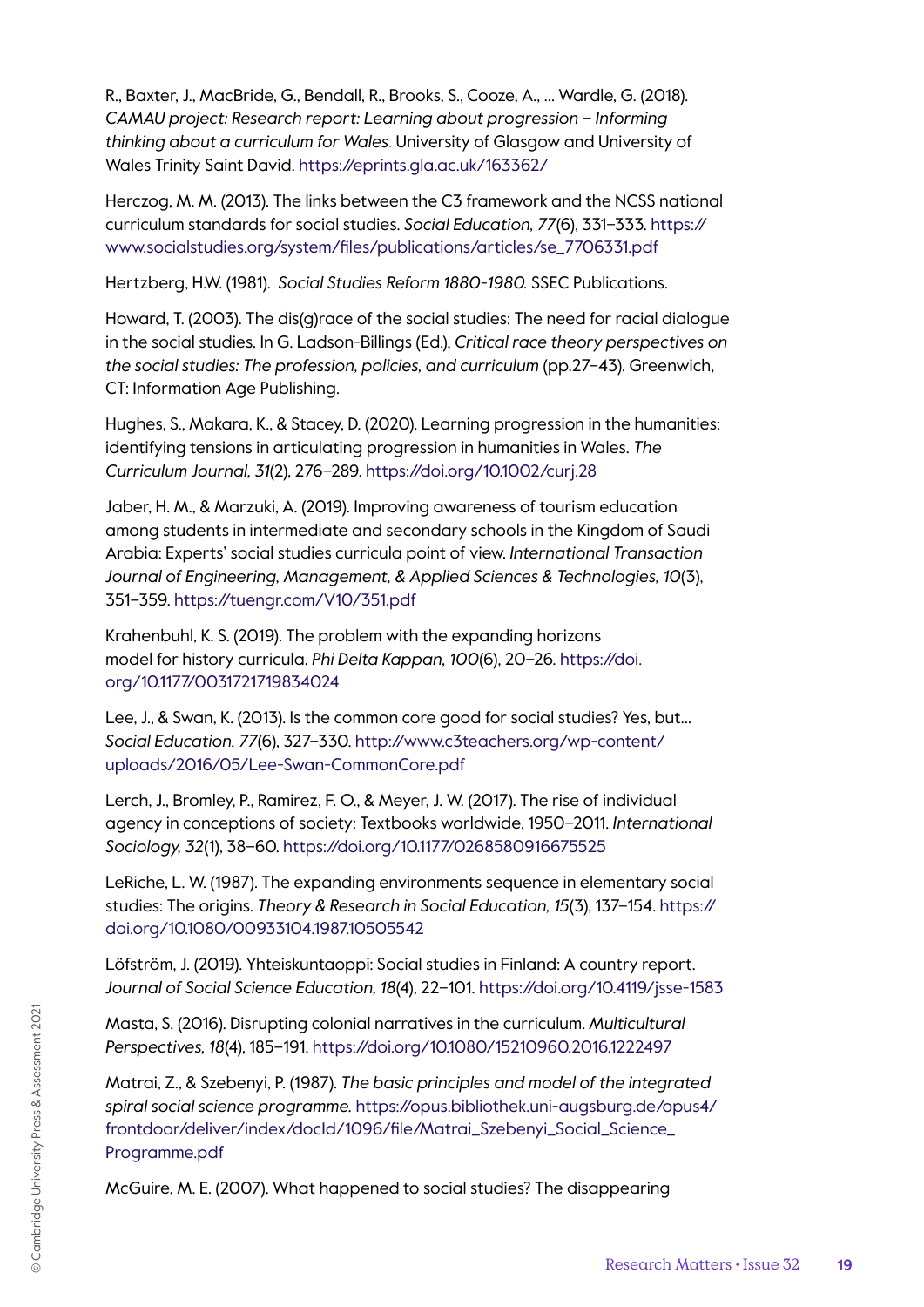R., Baxter, J., MacBride, G., Bendall, R., Brooks, S., Cooze, A., ... Wardle, G. (2018). *CAMAU project: Research report: Learning about progression – Informing thinking about a curriculum for Wales*. University of Glasgow and University of Wales Trinity Saint David. https://eprints.gla.ac.uk/163362/

Herczog, M. M. (2013). The links between the C3 framework and the NCSS national curriculum standards for social studies. *Social Education, 77*(6), 331–333. https://www.socialstudies.org/system/files/publications/articles/se_7706331.pdf

Hertzberg, H.W. (1981). *Social Studies Reform 1880-1980.* SSEC Publications.

Howard, T. (2003). The dis(g)race of the social studies: The need for racial dialogue in the social studies. In G. Ladson-Billings (Ed.), *Critical race theory perspectives on the social studies: The profession, policies, and curriculum* (pp.27–43). Greenwich, CT: Information Age Publishing.

Hughes, S., Makara, K., & Stacey, D. (2020). Learning progression in the humanities: identifying tensions in articulating progression in humanities in Wales. *The Curriculum Journal, 31*(2), 276–289. https://doi.org/10.1002/curj.28

Jaber, H. M., & Marzuki, A. (2019). Improving awareness of tourism education among students in intermediate and secondary schools in the Kingdom of Saudi Arabia: Experts' social studies curricula point of view. *International Transaction Journal of Engineering, Management, & Applied Sciences & Technologies, 10*(3), 351–359. https://tuengr.com/V10/351.pdf

Krahenbuhl, K. S. (2019). The problem with the expanding horizons model for history curricula. *Phi Delta Kappan, 100*(6), 20–26. https://doi.org/10.1177/0031721719834024

Lee, J., & Swan, K. (2013). Is the common core good for social studies? Yes, but... *Social Education, 77*(6), 327–330. http://www.c3teachers.org/wp-content/uploads/2016/05/Lee-Swan-CommonCore.pdf

Lerch, J., Bromley, P., Ramirez, F. O., & Meyer, J. W. (2017). The rise of individual agency in conceptions of society: Textbooks worldwide, 1950–2011. *International Sociology, 32*(1), 38–60. https://doi.org/10.1177/0268580916675525

LeRiche, L. W. (1987). The expanding environments sequence in elementary social studies: The origins. *Theory & Research in Social Education, 15*(3), 137–154. https://doi.org/10.1080/00933104.1987.10505542

Löfström, J. (2019). Yhteiskuntaoppi: Social studies in Finland: A country report. *Journal of Social Science Education, 18*(4), 22–101. https://doi.org/10.4119/jsse-1583

Masta, S. (2016). Disrupting colonial narratives in the curriculum. *Multicultural Perspectives, 18*(4), 185–191. https://doi.org/10.1080/15210960.2016.1222497

Matrai, Z., & Szebenyi, P. (1987). *The basic principles and model of the integrated spiral social science programme.* https://opus.bibliothek.uni-augsburg.de/opus4/frontdoor/deliver/index/docId/1096/file/Matrai_Szebenyi_Social_Science_Programme.pdf

McGuire, M. E. (2007). What happened to social studies? The disappearing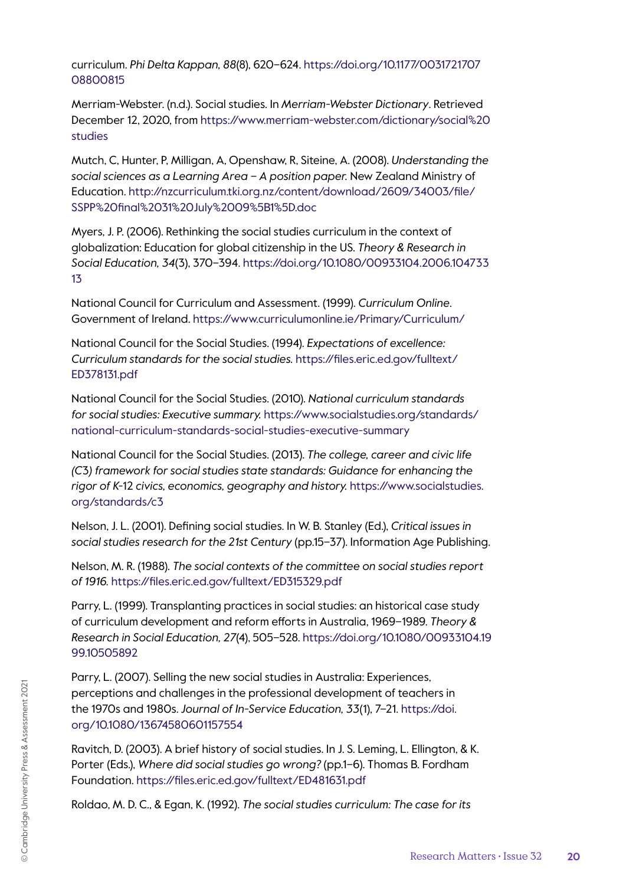curriculum. *Phi Delta Kappan, 88*(8), 620–624. https://doi.org/10.1177/003172170708800815

Merriam-Webster. (n.d.). Social studies. In *Merriam-Webster Dictionary*. Retrieved December 12, 2020, from https://www.merriam-webster.com/dictionary/social%20studies

Mutch, C, Hunter, P, Milligan, A, Openshaw, R, Siteine, A. (2008). *Understanding the social sciences as a Learning Area – A position paper.* New Zealand Ministry of Education. http://nzcurriculum.tki.org.nz/content/download/2609/34003/file/SSPP%20final%2031%20July%2009%5B1%5D.doc

Myers, J. P. (2006). Rethinking the social studies curriculum in the context of globalization: Education for global citizenship in the US. *Theory & Research in Social Education, 34*(3), 370–394. https://doi.org/10.1080/00933104.2006.10473313

National Council for Curriculum and Assessment. (1999). *Curriculum Online*. Government of Ireland. https://www.curriculumonline.ie/Primary/Curriculum/

National Council for the Social Studies. (1994). *Expectations of excellence: Curriculum standards for the social studies.* https://files.eric.ed.gov/fulltext/ED378131.pdf

National Council for the Social Studies. (2010). *National curriculum standards for social studies: Executive summary.* https://www.socialstudies.org/standards/national-curriculum-standards-social-studies-executive-summary

National Council for the Social Studies. (2013). *The college, career and civic life (C3) framework for social studies state standards: Guidance for enhancing the rigor of K-12 civics, economics, geography and history.* https://www.socialstudies.org/standards/c3

Nelson, J. L. (2001). Defining social studies. In W. B. Stanley (Ed.), *Critical issues in social studies research for the 21st Century* (pp.15–37). Information Age Publishing.

Nelson, M. R. (1988). *The social contexts of the committee on social studies report of 1916.* https://files.eric.ed.gov/fulltext/ED315329.pdf

Parry, L. (1999). Transplanting practices in social studies: an historical case study of curriculum development and reform efforts in Australia, 1969–1989. *Theory & Research in Social Education, 27*(4), 505–528. https://doi.org/10.1080/00933104.1999.10505892

Parry, L. (2007). Selling the new social studies in Australia: Experiences, perceptions and challenges in the professional development of teachers in the 1970s and 1980s. *Journal of In-Service Education, 33*(1), 7–21. https://doi.org/10.1080/13674580601157554

Ravitch, D. (2003). A brief history of social studies. In J. S. Leming, L. Ellington, & K. Porter (Eds.), *Where did social studies go wrong?* (pp.1–6). Thomas B. Fordham Foundation. https://files.eric.ed.gov/fulltext/ED481631.pdf

Roldao, M. D. C., & Egan, K. (1992). *The social studies curriculum: The case for its*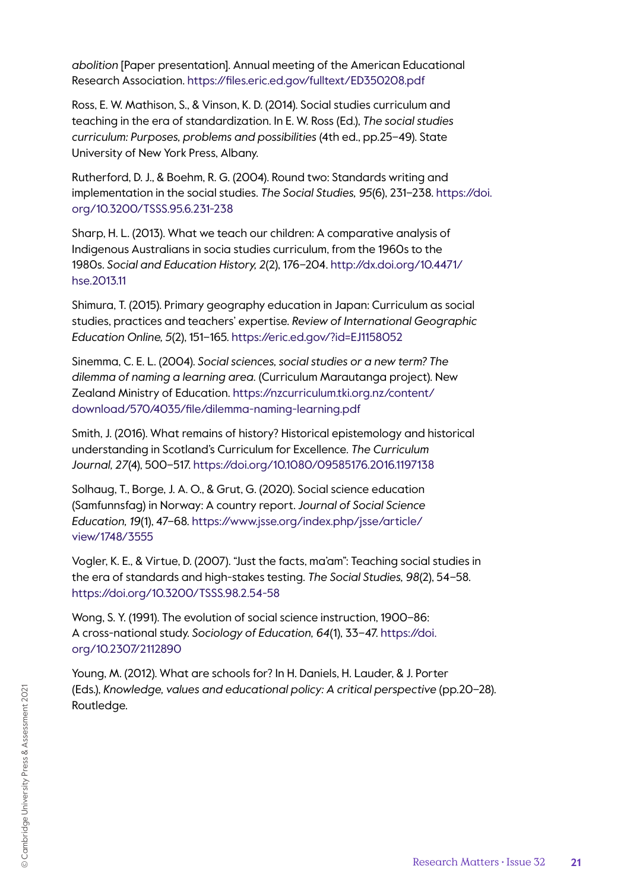*abolition* [Paper presentation]. Annual meeting of the American Educational Research Association. https://files.eric.ed.gov/fulltext/ED350208.pdf

Ross, E. W. Mathison, S., & Vinson, K. D. (2014). Social studies curriculum and teaching in the era of standardization. In E. W. Ross (Ed.), *The social studies curriculum: Purposes, problems and possibilities* (4th ed., pp.25–49). State University of New York Press, Albany.

Rutherford, D. J., & Boehm, R. G. (2004). Round two: Standards writing and implementation in the social studies. *The Social Studies, 95*(6), 231–238. https://doi.org/10.3200/TSSS.95.6.231-238

Sharp, H. L. (2013). What we teach our children: A comparative analysis of Indigenous Australians in socia studies curriculum, from the 1960s to the 1980s. *Social and Education History, 2*(2), 176–204. http://dx.doi.org/10.4471/hse.2013.11

Shimura, T. (2015). Primary geography education in Japan: Curriculum as social studies, practices and teachers' expertise. *Review of International Geographic Education Online, 5*(2), 151–165. https://eric.ed.gov/?id=EJ1158052

Sinemma, C. E. L. (2004). *Social sciences, social studies or a new term? The dilemma of naming a learning area.* (Curriculum Marautanga project). New Zealand Ministry of Education. https://nzcurriculum.tki.org.nz/content/download/570/4035/file/dilemma-naming-learning.pdf

Smith, J. (2016). What remains of history? Historical epistemology and historical understanding in Scotland's Curriculum for Excellence. *The Curriculum Journal, 27*(4), 500–517. https://doi.org/10.1080/09585176.2016.1197138

Solhaug, T., Borge, J. A. O., & Grut, G. (2020). Social science education (Samfunnsfag) in Norway: A country report. *Journal of Social Science Education, 19*(1), 47–68. https://www.jsse.org/index.php/jsse/article/view/1748/3555

Vogler, K. E., & Virtue, D. (2007). "Just the facts, ma'am": Teaching social studies in the era of standards and high-stakes testing. *The Social Studies, 98*(2), 54–58. https://doi.org/10.3200/TSSS.98.2.54-58

Wong, S. Y. (1991). The evolution of social science instruction, 1900–86: A cross-national study. *Sociology of Education, 64*(1), 33–47. https://doi.org/10.2307/2112890

Young, M. (2012). What are schools for? In H. Daniels, H. Lauder, & J. Porter (Eds.), *Knowledge, values and educational policy: A critical perspective* (pp.20–28). Routledge.